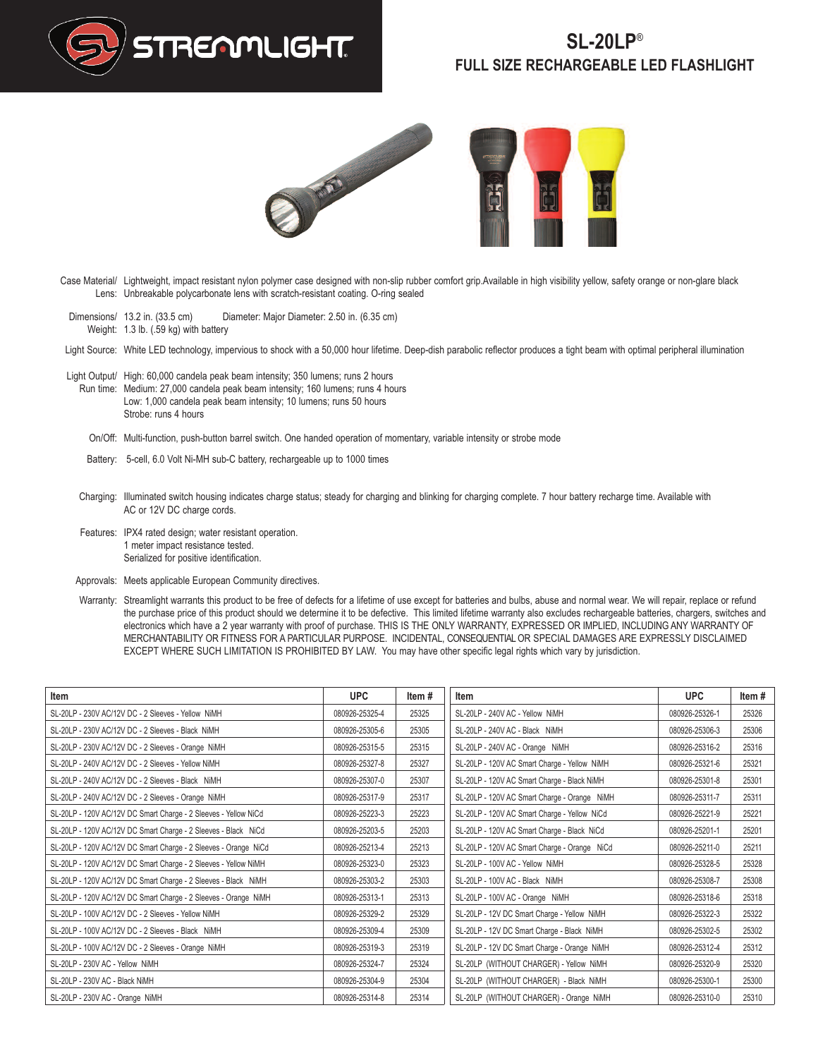STREAMLIGHT

# SL-20LP®

## FULL SIZE RECHARGEABLE LED FLASHLIGHT

Case Material/ Lens: Lightweight, impact resistant nylon polymer case designed with non-slip rubber comfort grip.Available in high visibility yellow, safety orange or non-glare black
Unbreakable polycarbonate lens with scratch-resistant coating. O-ring sealed

Dimensions/ Weight: 13.2 in. (33.5 cm) Diameter: Major Diameter: 2.50 in. (6.35 cm)
1.3 lb. (.59 kg) with battery

Light Source: White LED technology, impervious to shock with a 50,000 hour lifetime. Deep-dish parabolic reflector produces a tight beam with optimal peripheral illumination

Light Output/ Run time: High: 60,000 candela peak beam intensity; 350 lumens; runs 2 hours
Medium: 27,000 candela peak beam intensity; 160 lumens; runs 4 hours
Low: 1,000 candela peak beam intensity; 10 lumens; runs 50 hours
Strobe: runs 4 hours

On/Off: Multi-function, push-button barrel switch. One handed operation of momentary, variable intensity or strobe mode

Battery: 5-cell, 6.0 Volt Ni-MH sub-C battery, rechargeable up to 1000 times

Charging: Illuminated switch housing indicates charge status; steady for charging and blinking for charging complete. 7 hour battery recharge time. Available with AC or 12V DC charge cords.

Features: IPX4 rated design; water resistant operation.
1 meter impact resistance tested.
Serialized for positive identification.

Approvals: Meets applicable European Community directives.

Warranty: Streamlight warrants this product to be free of defects for a lifetime of use except for batteries and bulbs, abuse and normal wear. We will repair, replace or refund the purchase price of this product should we determine it to be defective. This limited lifetime warranty also excludes rechargeable batteries, chargers, switches and electronics which have a 2 year warranty with proof of purchase. THIS IS THE ONLY WARRANTY, EXPRESSED OR IMPLIED, INCLUDING ANY WARRANTY OF MERCHANTABILITY OR FITNESS FOR A PARTICULAR PURPOSE. INCIDENTAL, CONSEQUENTIAL OR SPECIAL DAMAGES ARE EXPRESSLY DISCLAIMED EXCEPT WHERE SUCH LIMITATION IS PROHIBITED BY LAW. You may have other specific legal rights which vary by jurisdiction.

| Item | UPC | Item # |
|---|---|---|
| SL-20LP - 230V AC/12V DC - 2 Sleeves - Yellow NiMH | 080926-25325-4 | 25325 |
| SL-20LP - 230V AC/12V DC - 2 Sleeves - Black NiMH | 080926-25305-6 | 25305 |
| SL-20LP - 230V AC/12V DC - 2 Sleeves - Orange NiMH | 080926-25315-5 | 25315 |
| SL-20LP - 240V AC/12V DC - 2 Sleeves - Yellow NiMH | 080926-25327-8 | 25327 |
| SL-20LP - 240V AC/12V DC - 2 Sleeves - Black NiMH | 080926-25307-0 | 25307 |
| SL-20LP - 240V AC/12V DC - 2 Sleeves - Orange NiMH | 080926-25317-9 | 25317 |
| SL-20LP - 120V AC/12V DC Smart Charge - 2 Sleeves - Yellow NiCd | 080926-25223-3 | 25223 |
| SL-20LP - 120V AC/12V DC Smart Charge - 2 Sleeves - Black NiCd | 080926-25203-5 | 25203 |
| SL-20LP - 120V AC/12V DC Smart Charge - 2 Sleeves - Orange NiCd | 080926-25213-4 | 25213 |
| SL-20LP - 120V AC/12V DC Smart Charge - 2 Sleeves - Yellow NiMH | 080926-25323-0 | 25323 |
| SL-20LP - 120V AC/12V DC Smart Charge - 2 Sleeves - Black NiMH | 080926-25303-2 | 25303 |
| SL-20LP - 120V AC/12V DC Smart Charge - 2 Sleeves - Orange NiMH | 080926-25313-1 | 25313 |
| SL-20LP - 100V AC/12V DC - 2 Sleeves - Yellow NiMH | 080926-25329-2 | 25329 |
| SL-20LP - 100V AC/12V DC - 2 Sleeves - Black NiMH | 080926-25309-4 | 25309 |
| SL-20LP - 100V AC/12V DC - 2 Sleeves - Orange NiMH | 080926-25319-3 | 25319 |
| SL-20LP - 230V AC - Yellow NiMH | 080926-25324-7 | 25324 |
| SL-20LP - 230V AC - Black NiMH | 080926-25304-9 | 25304 |
| SL-20LP - 230V AC - Orange NiMH | 080926-25314-8 | 25314 |
| SL-20LP - 240V AC - Yellow NiMH | 080926-25326-1 | 25326 |
| SL-20LP - 240V AC - Black NiMH | 080926-25306-3 | 25306 |
| SL-20LP - 240V AC - Orange NiMH | 080926-25316-2 | 25316 |
| SL-20LP - 120V AC Smart Charge - Yellow NiMH | 080926-25321-6 | 25321 |
| SL-20LP - 120V AC Smart Charge - Black NiMH | 080926-25301-8 | 25301 |
| SL-20LP - 120V AC Smart Charge - Orange NiMH | 080926-25311-7 | 25311 |
| SL-20LP - 120V AC Smart Charge - Yellow NiCd | 080926-25221-9 | 25221 |
| SL-20LP - 120V AC Smart Charge - Black NiCd | 080926-25201-1 | 25201 |
| SL-20LP - 120V AC Smart Charge - Orange NiCd | 080926-25211-0 | 25211 |
| SL-20LP - 100V AC - Yellow NiMH | 080926-25328-5 | 25328 |
| SL-20LP - 100V AC - Black NiMH | 080926-25308-7 | 25308 |
| SL-20LP - 100V AC - Orange NiMH | 080926-25318-6 | 25318 |
| SL-20LP - 12V DC Smart Charge - Yellow NiMH | 080926-25322-3 | 25322 |
| SL-20LP - 12V DC Smart Charge - Black NiMH | 080926-25302-5 | 25302 |
| SL-20LP - 12V DC Smart Charge - Orange NiMH | 080926-25312-4 | 25312 |
| SL-20LP (WITHOUT CHARGER) - Yellow NiMH | 080926-25320-9 | 25320 |
| SL-20LP (WITHOUT CHARGER) - Black NiMH | 080926-25300-1 | 25300 |
| SL-20LP (WITHOUT CHARGER) - Orange NiMH | 080926-25310-0 | 25310 |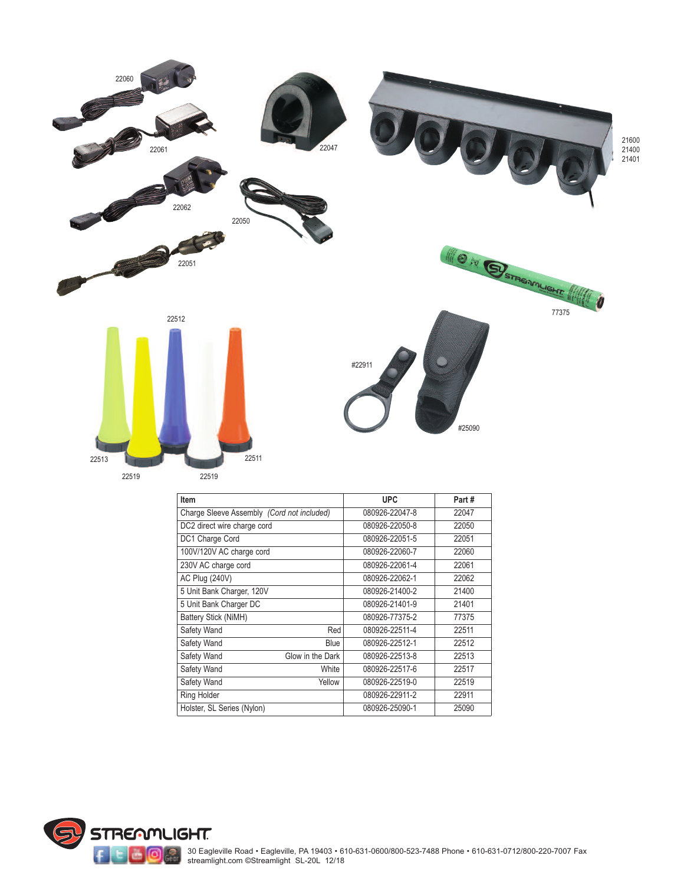22060

22061

22062

22050

22051

22047

21600
21400
21401

77375

22512

22513

22519

22519

22511

#22911

#25090

| Item | | UPC | Part # |
|---|---|---|---|
| Charge Sleeve Assembly *(Cord not included)* | | 080926-22047-8 | 22047 |
| DC2 direct wire charge cord | | 080926-22050-8 | 22050 |
| DC1 Charge Cord | | 080926-22051-5 | 22051 |
| 100V/120V AC charge cord | | 080926-22060-7 | 22060 |
| 230V AC charge cord | | 080926-22061-4 | 22061 |
| AC Plug (240V) | | 080926-22062-1 | 22062 |
| 5 Unit Bank Charger, 120V | | 080926-21400-2 | 21400 |
| 5 Unit Bank Charger DC | | 080926-21401-9 | 21401 |
| Battery Stick (NiMH) | | 080926-77375-2 | 77375 |
| Safety Wand | Red | 080926-22511-4 | 22511 |
| Safety Wand | Blue | 080926-22512-1 | 22512 |
| Safety Wand | Glow in the Dark | 080926-22513-8 | 22513 |
| Safety Wand | White | 080926-22517-6 | 22517 |
| Safety Wand | Yellow | 080926-22519-0 | 22519 |
| Ring Holder | | 080926-22911-2 | 22911 |
| Holster, SL Series (Nylon) | | 080926-25090-1 | 25090 |

STREAMLIGHT

30 Eagleville Road • Eagleville, PA 19403 • 610-631-0600/800-523-7488 Phone • 610-631-0712/800-220-7007 Fax
streamlight.com ©Streamlight SL-20L 12/18